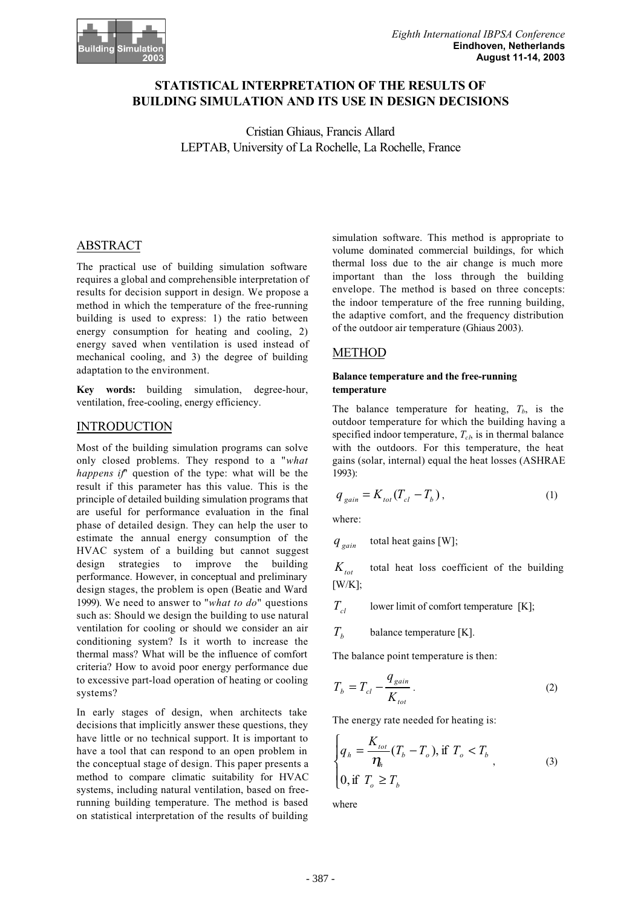# STATISTICAL INTERPRETATION OF THE RESULTS OF BUILDING SIMULATION AND ITS USE IN DESIGN DECISIONS

Cristian Ghiaus, Francis Allard
LEPTAB, University of La Rochelle, La Rochelle, France

## ABSTRACT

The practical use of building simulation software requires a global and comprehensible interpretation of results for decision support in design. We propose a method in which the temperature of the free-running building is used to express: 1) the ratio between energy consumption for heating and cooling, 2) energy saved when ventilation is used instead of mechanical cooling, and 3) the degree of building adaptation to the environment.

**Key words:** building simulation, degree-hour, ventilation, free-cooling, energy efficiency.

## INTRODUCTION

Most of the building simulation programs can solve only closed problems. They respond to a "*what happens if*" question of the type: what will be the result if this parameter has this value. This is the principle of detailed building simulation programs that are useful for performance evaluation in the final phase of detailed design. They can help the user to estimate the annual energy consumption of the HVAC system of a building but cannot suggest design strategies to improve the building performance. However, in conceptual and preliminary design stages, the problem is open (Beatie and Ward 1999). We need to answer to "*what to do*" questions such as: Should we design the building to use natural ventilation for cooling or should we consider an air conditioning system? Is it worth to increase the thermal mass? What will be the influence of comfort criteria? How to avoid poor energy performance due to excessive part-load operation of heating or cooling systems?

In early stages of design, when architects take decisions that implicitly answer these questions, they have little or no technical support. It is important to have a tool that can respond to an open problem in the conceptual stage of design. This paper presents a method to compare climatic suitability for HVAC systems, including natural ventilation, based on free-running building temperature. The method is based on statistical interpretation of the results of building simulation software. This method is appropriate to volume dominated commercial buildings, for which thermal loss due to the air change is much more important than the loss through the building envelope. The method is based on three concepts: the indoor temperature of the free running building, the adaptive comfort, and the frequency distribution of the outdoor air temperature (Ghiaus 2003).

## METHOD

### Balance temperature and the free-running temperature

The balance temperature for heating, $T_b$, is the outdoor temperature for which the building having a specified indoor temperature, $T_{cl}$, is in thermal balance with the outdoors. For this temperature, the heat gains (solar, internal) equal the heat losses (ASHRAE 1993):

$$q_{gain} = K_{tot}(T_{cl} - T_b)\,, \tag{1}$$

where:

$q_{gain}$ total heat gains [W];

$K_{tot}$ total heat loss coefficient of the building [W/K];

$T_{cl}$ lower limit of comfort temperature [K];

$T_b$ balance temperature [K].

The balance point temperature is then:

$$T_b = T_{cl} - \frac{q_{gain}}{K_{tot}}\,. \tag{2}$$

The energy rate needed for heating is:

$$\begin{cases} q_h = \dfrac{K_{tot}}{\eta_h}(T_b - T_o), \text{ if } T_o < T_b \\ 0, \text{ if } T_o \geq T_b \end{cases}, \tag{3}$$

where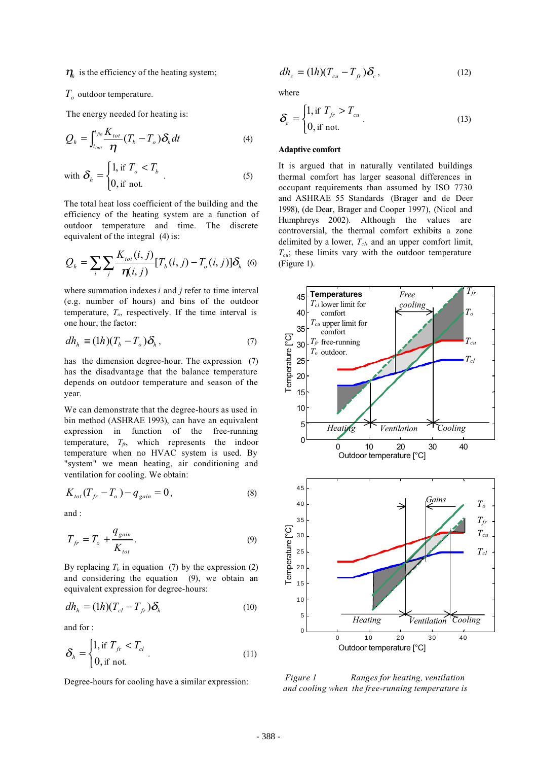$\eta_h$ is the efficiency of the heating system;

$T_o$ outdoor temperature.

The energy needed for heating is:

$$Q_h = \int_{t_{init}}^{t_{fin}} \frac{K_{tot}}{\eta}(T_b - T_o)\delta_h dt \quad (4)$$

with $\delta_h = \begin{cases} 1, \text{ if } T_o < T_b \\ 0, \text{ if not.} \end{cases}$ (5)

The total heat loss coefficient of the building and the efficiency of the heating system are a function of outdoor temperature and time. The discrete equivalent of the integral (4) is:

$$Q_h = \sum_i \sum_j \frac{K_{tot}(i,j)}{\eta(i,j)}[T_b(i,j) - T_o(i,j)]\delta_h \quad (6)$$

where summation indexes $i$ and $j$ refer to time interval (e.g. number of hours) and bins of the outdoor temperature, $T_o$, respectively. If the time interval is one hour, the factor:

$$dh_h \equiv (1h)(T_b - T_o)\delta_h, \quad (7)$$

has the dimension degree-hour. The expression (7) has the disadvantage that the balance temperature depends on outdoor temperature and season of the year.

We can demonstrate that the degree-hours as used in bin method (ASHRAE 1993), can have an equivalent expression in function of the free-running temperature, $T_{fr}$, which represents the indoor temperature when no HVAC system is used. By "system" we mean heating, air conditioning and ventilation for cooling. We obtain:

$$K_{tot}(T_{fr} - T_o) - q_{gain} = 0, \quad (8)$$

and :

$$T_{fr} = T_o + \frac{q_{gain}}{K_{tot}}. \quad (9)$$

By replacing $T_b$ in equation (7) by the expression (2) and considering the equation (9), we obtain an equivalent expression for degree-hours:

$$dh_h = (1h)(T_{cl} - T_{fr})\delta_h \quad (10)$$

and for :

$$\delta_h = \begin{cases} 1, \text{ if } T_{fr} < T_{cl} \\ 0, \text{ if not.} \end{cases} \quad (11)$$

Degree-hours for cooling have a similar expression:

$$dh_c = (1h)(T_{cu} - T_{fr})\delta_c, \quad (12)$$

where

$$\delta_c = \begin{cases} 1, \text{ if } T_{fr} > T_{cu} \\ 0, \text{ if not.} \end{cases} \quad (13)$$

### Adaptive comfort

It is argued that in naturally ventilated buildings thermal comfort has larger seasonal differences in occupant requirements than assumed by ISO 7730 and ASHRAE 55 Standards (Brager and de Deer 1998), (de Dear, Brager and Cooper 1997), (Nicol and Humphreys 2002). Although the values are controversial, the thermal comfort exhibits a zone delimited by a lower, $T_{cl}$, and an upper comfort limit, $T_{cu}$; these limits vary with the outdoor temperature (Figure 1).

*Figure 1 Ranges for heating, ventilation and cooling when the free-running temperature is*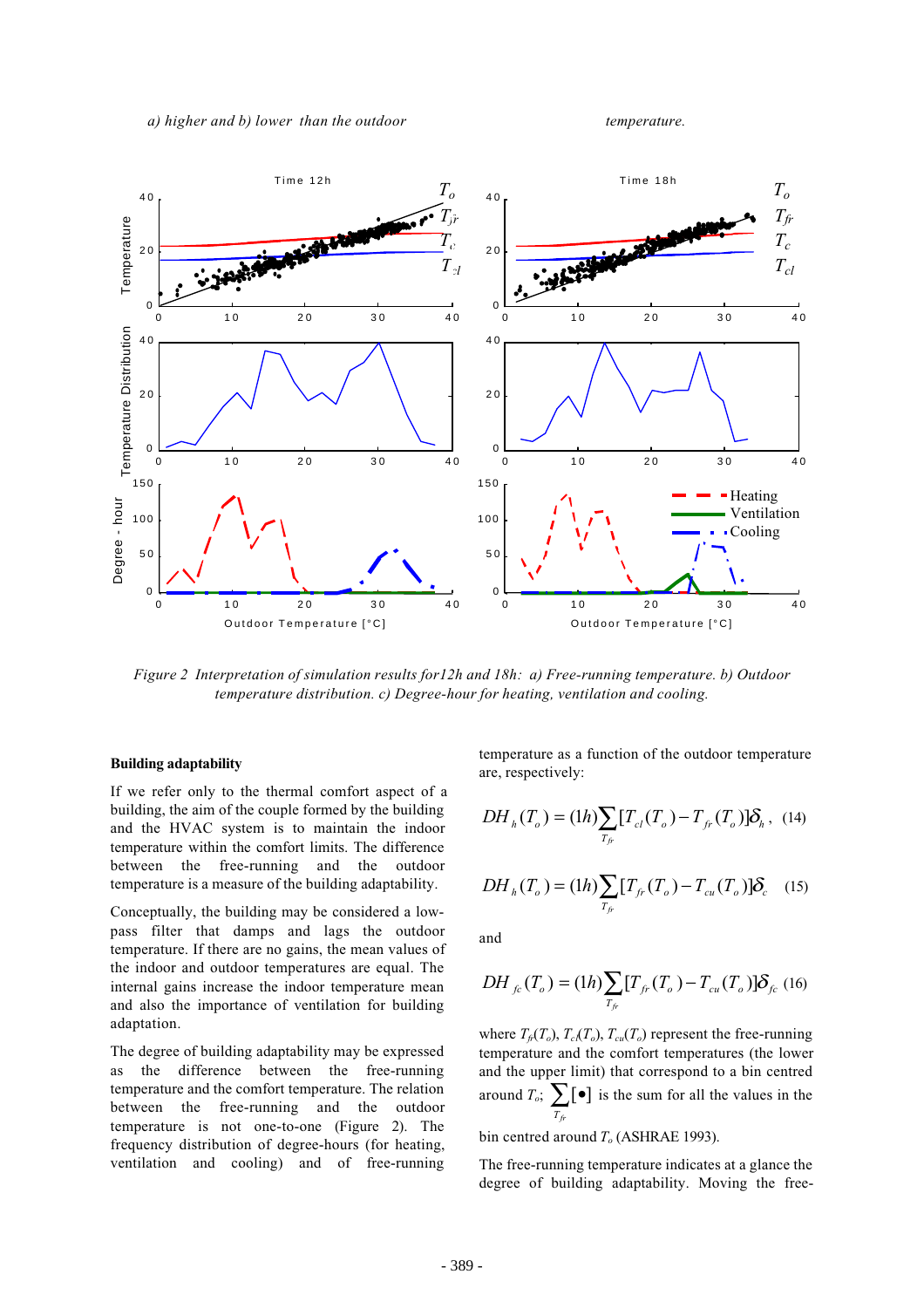*a) higher and b) lower than the outdoor temperature.*

*Figure 2 Interpretation of simulation results for12h and 18h: a) Free-running temperature. b) Outdoor temperature distribution. c) Degree-hour for heating, ventilation and cooling.*

### Building adaptability

If we refer only to the thermal comfort aspect of a building, the aim of the couple formed by the building and the HVAC system is to maintain the indoor temperature within the comfort limits. The difference between the free-running and the outdoor temperature is a measure of the building adaptability.

Conceptually, the building may be considered a low-pass filter that damps and lags the outdoor temperature. If there are no gains, the mean values of the indoor and outdoor temperatures are equal. The internal gains increase the indoor temperature mean and also the importance of ventilation for building adaptation.

The degree of building adaptability may be expressed as the difference between the free-running temperature and the comfort temperature. The relation between the free-running and the outdoor temperature is not one-to-one (Figure 2). The frequency distribution of degree-hours (for heating, ventilation and cooling) and of free-running temperature as a function of the outdoor temperature are, respectively:

$$DH_h(T_o) = (1h)\sum_{T_{fr}}[T_{cl}(T_o) - T_{fr}(T_o)]\delta_h, \quad (14)$$

$$DH_h(T_o) = (1h)\sum_{T_{fr}}[T_{fr}(T_o) - T_{cu}(T_o)]\delta_c \quad (15)$$

and

$$DH_{fc}(T_o) = (1h)\sum_{T_{fr}}[T_{fr}(T_o) - T_{cu}(T_o)]\delta_{fc} \quad (16)$$

where $T_{fr}(T_o)$, $T_{cl}(T_o)$, $T_{cu}(T_o)$ represent the free-running temperature and the comfort temperatures (the lower and the upper limit) that correspond to a bin centred around $T_o$; $\sum_{T_{fr}}[\bullet]$ is the sum for all the values in the bin centred around $T_o$ (ASHRAE 1993).

The free-running temperature indicates at a glance the degree of building adaptability. Moving the free-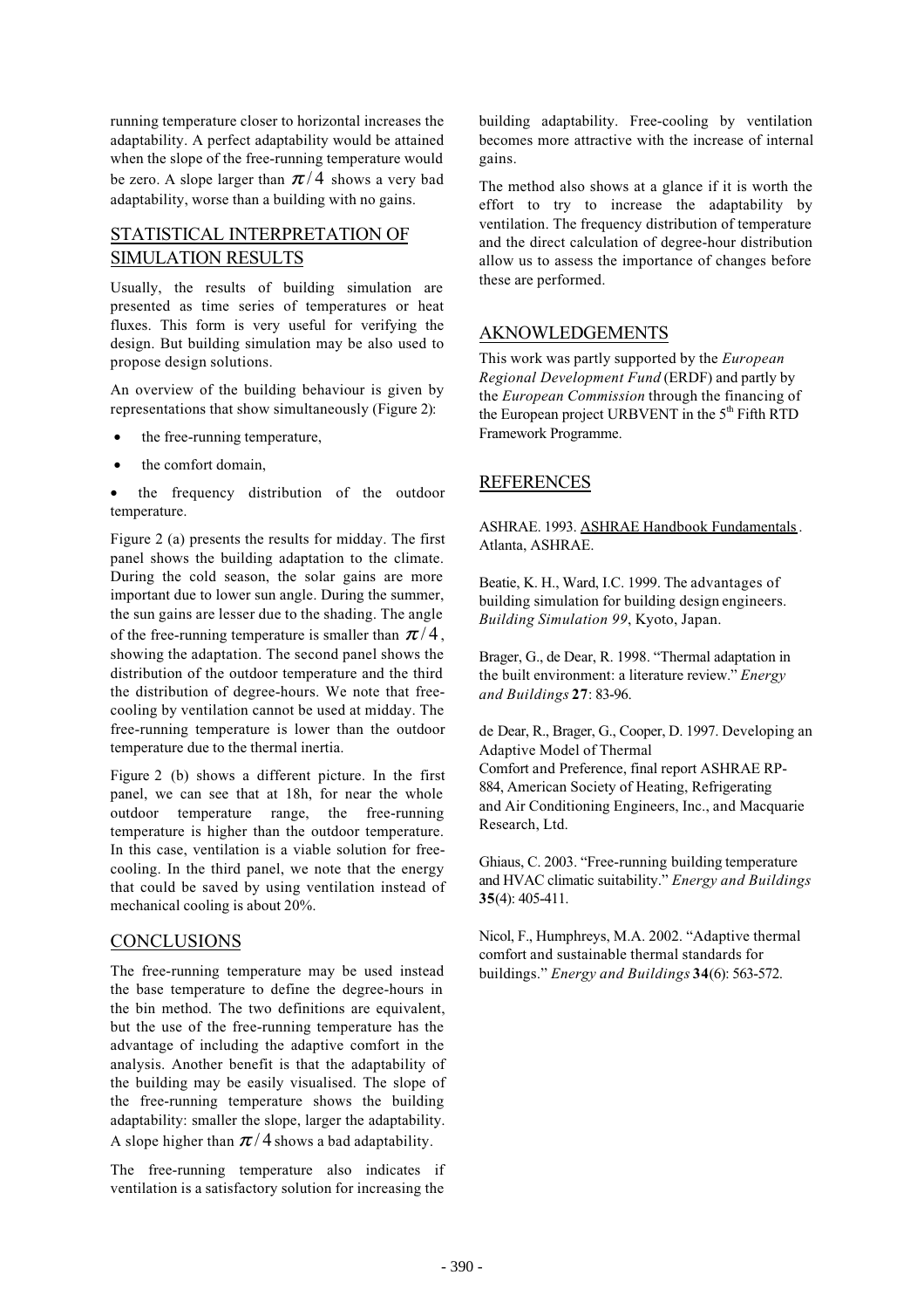running temperature closer to horizontal increases the adaptability. A perfect adaptability would be attained when the slope of the free-running temperature would be zero. A slope larger than $\pi/4$ shows a very bad adaptability, worse than a building with no gains.

## STATISTICAL INTERPRETATION OF SIMULATION RESULTS

Usually, the results of building simulation are presented as time series of temperatures or heat fluxes. This form is very useful for verifying the design. But building simulation may be also used to propose design solutions.

An overview of the building behaviour is given by representations that show simultaneously (Figure 2):

- the free-running temperature,
- the comfort domain,
- the frequency distribution of the outdoor temperature.

Figure 2 (a) presents the results for midday. The first panel shows the building adaptation to the climate. During the cold season, the solar gains are more important due to lower sun angle. During the summer, the sun gains are lesser due to the shading. The angle of the free-running temperature is smaller than $\pi/4$, showing the adaptation. The second panel shows the distribution of the outdoor temperature and the third the distribution of degree-hours. We note that free-cooling by ventilation cannot be used at midday. The free-running temperature is lower than the outdoor temperature due to the thermal inertia.

Figure 2 (b) shows a different picture. In the first panel, we can see that at 18h, for near the whole outdoor temperature range, the free-running temperature is higher than the outdoor temperature. In this case, ventilation is a viable solution for free-cooling. In the third panel, we note that the energy that could be saved by using ventilation instead of mechanical cooling is about 20%.

## CONCLUSIONS

The free-running temperature may be used instead the base temperature to define the degree-hours in the bin method. The two definitions are equivalent, but the use of the free-running temperature has the advantage of including the adaptive comfort in the analysis. Another benefit is that the adaptability of the building may be easily visualised. The slope of the free-running temperature shows the building adaptability: smaller the slope, larger the adaptability. A slope higher than $\pi/4$ shows a bad adaptability.

The free-running temperature also indicates if ventilation is a satisfactory solution for increasing the building adaptability. Free-cooling by ventilation becomes more attractive with the increase of internal gains.

The method also shows at a glance if it is worth the effort to try to increase the adaptability by ventilation. The frequency distribution of temperature and the direct calculation of degree-hour distribution allow us to assess the importance of changes before these are performed.

## AKNOWLEDGEMENTS

This work was partly supported by the *European Regional Development Fund* (ERDF) and partly by the *European Commission* through the financing of the European project URBVENT in the 5th Fifth RTD Framework Programme.

## REFERENCES

ASHRAE. 1993. ASHRAE Handbook Fundamentals. Atlanta, ASHRAE.

Beatie, K. H., Ward, I.C. 1999. The advantages of building simulation for building design engineers. *Building Simulation 99*, Kyoto, Japan.

Brager, G., de Dear, R. 1998. "Thermal adaptation in the built environment: a literature review." *Energy and Buildings* **27**: 83-96.

de Dear, R., Brager, G., Cooper, D. 1997. Developing an Adaptive Model of Thermal Comfort and Preference, final report ASHRAE RP-884, American Society of Heating, Refrigerating and Air Conditioning Engineers, Inc., and Macquarie Research, Ltd.

Ghiaus, C. 2003. "Free-running building temperature and HVAC climatic suitability." *Energy and Buildings* **35**(4): 405-411.

Nicol, F., Humphreys, M.A. 2002. "Adaptive thermal comfort and sustainable thermal standards for buildings." *Energy and Buildings* **34**(6): 563-572.